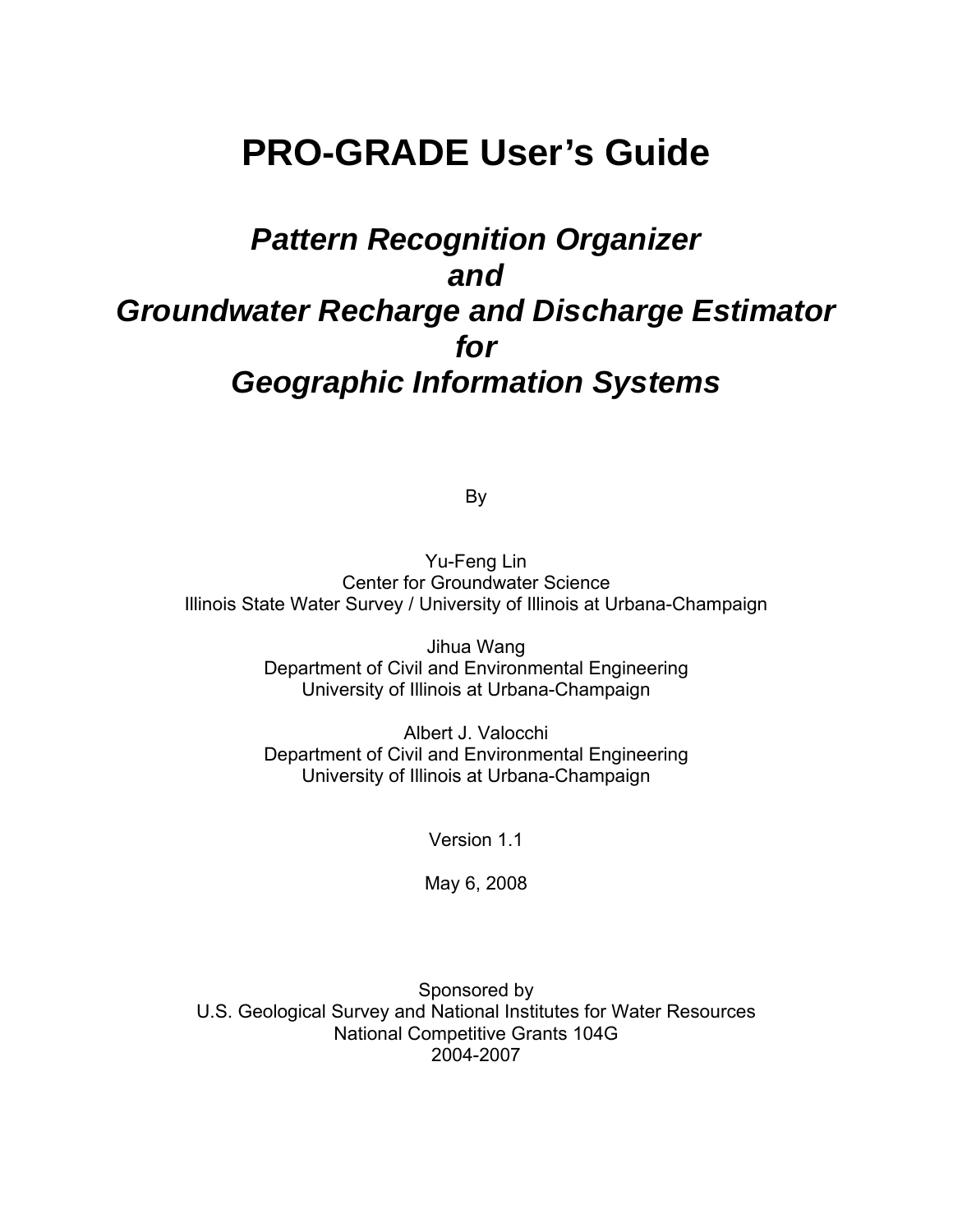# PRO-GRADE User's Guide

## *Pattern Recognition Organizer and Groundwater Recharge and Discharge Estimator for Geographic Information Systems*

By

Yu-Feng Lin
Center for Groundwater Science
Illinois State Water Survey / University of Illinois at Urbana-Champaign

Jihua Wang
Department of Civil and Environmental Engineering
University of Illinois at Urbana-Champaign

Albert J. Valocchi
Department of Civil and Environmental Engineering
University of Illinois at Urbana-Champaign

Version 1.1

May 6, 2008

Sponsored by
U.S. Geological Survey and National Institutes for Water Resources
National Competitive Grants 104G
2004-2007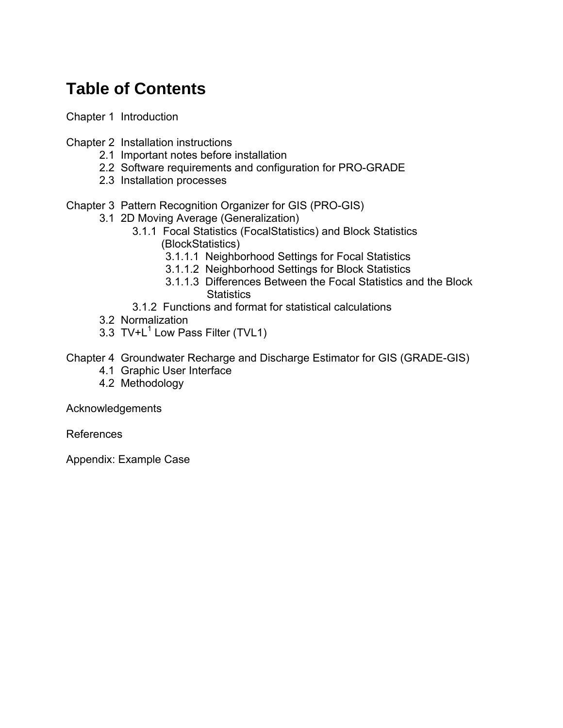# Table of Contents

Chapter 1 Introduction

Chapter 2 Installation instructions
- 2.1 Important notes before installation
- 2.2 Software requirements and configuration for PRO-GRADE
- 2.3 Installation processes

Chapter 3 Pattern Recognition Organizer for GIS (PRO-GIS)
- 3.1 2D Moving Average (Generalization)
  - 3.1.1 Focal Statistics (FocalStatistics) and Block Statistics (BlockStatistics)
    - 3.1.1.1 Neighborhood Settings for Focal Statistics
    - 3.1.1.2 Neighborhood Settings for Block Statistics
    - 3.1.1.3 Differences Between the Focal Statistics and the Block Statistics
  - 3.1.2 Functions and format for statistical calculations
- 3.2 Normalization
- 3.3 TV+$L^1$ Low Pass Filter (TVL1)

Chapter 4 Groundwater Recharge and Discharge Estimator for GIS (GRADE-GIS)
- 4.1 Graphic User Interface
- 4.2 Methodology

Acknowledgements

References

Appendix: Example Case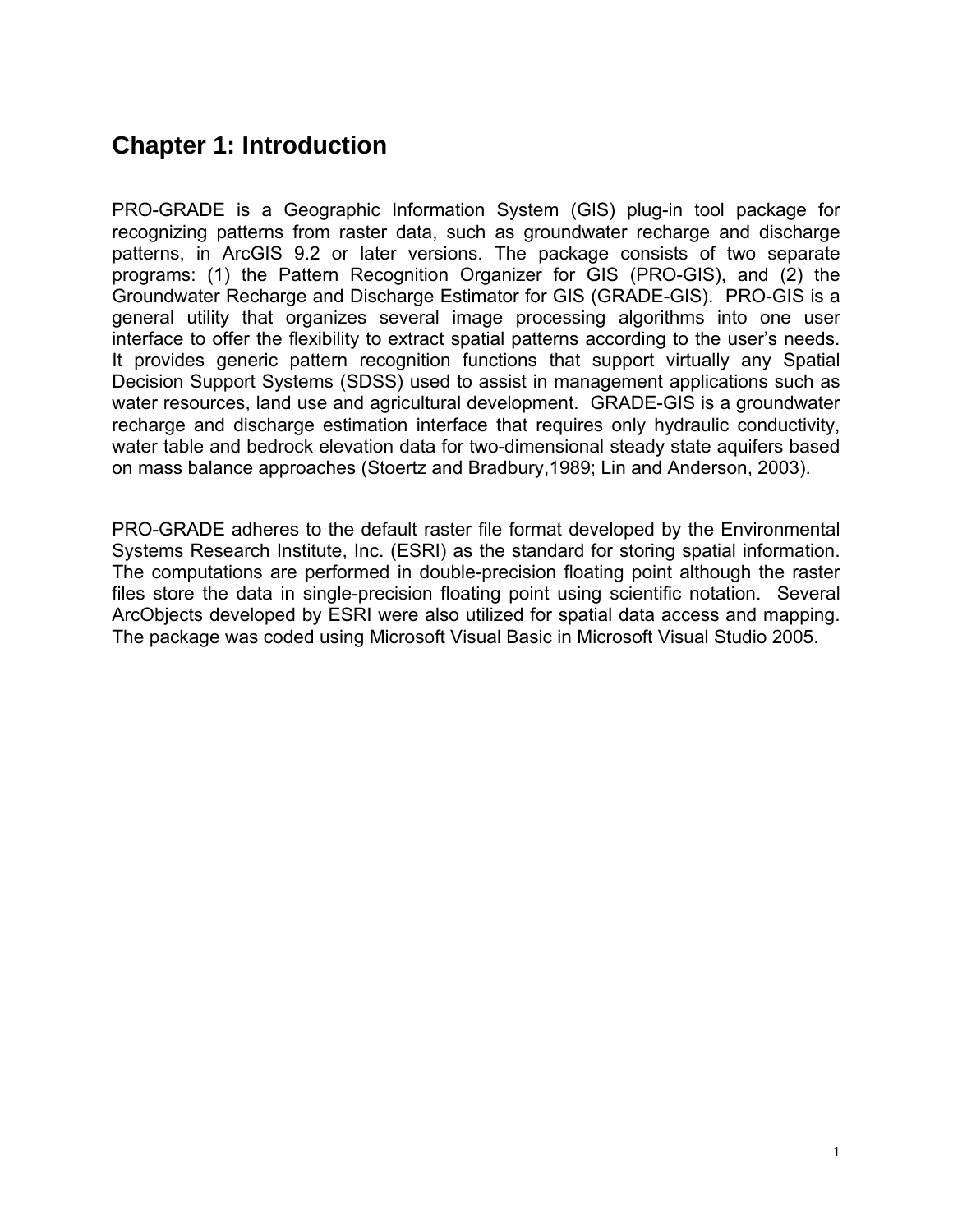# Chapter 1: Introduction

PRO-GRADE is a Geographic Information System (GIS) plug-in tool package for recognizing patterns from raster data, such as groundwater recharge and discharge patterns, in ArcGIS 9.2 or later versions. The package consists of two separate programs: (1) the Pattern Recognition Organizer for GIS (PRO-GIS), and (2) the Groundwater Recharge and Discharge Estimator for GIS (GRADE-GIS). PRO-GIS is a general utility that organizes several image processing algorithms into one user interface to offer the flexibility to extract spatial patterns according to the user's needs. It provides generic pattern recognition functions that support virtually any Spatial Decision Support Systems (SDSS) used to assist in management applications such as water resources, land use and agricultural development. GRADE-GIS is a groundwater recharge and discharge estimation interface that requires only hydraulic conductivity, water table and bedrock elevation data for two-dimensional steady state aquifers based on mass balance approaches (Stoertz and Bradbury,1989; Lin and Anderson, 2003).

PRO-GRADE adheres to the default raster file format developed by the Environmental Systems Research Institute, Inc. (ESRI) as the standard for storing spatial information. The computations are performed in double-precision floating point although the raster files store the data in single-precision floating point using scientific notation. Several ArcObjects developed by ESRI were also utilized for spatial data access and mapping. The package was coded using Microsoft Visual Basic in Microsoft Visual Studio 2005.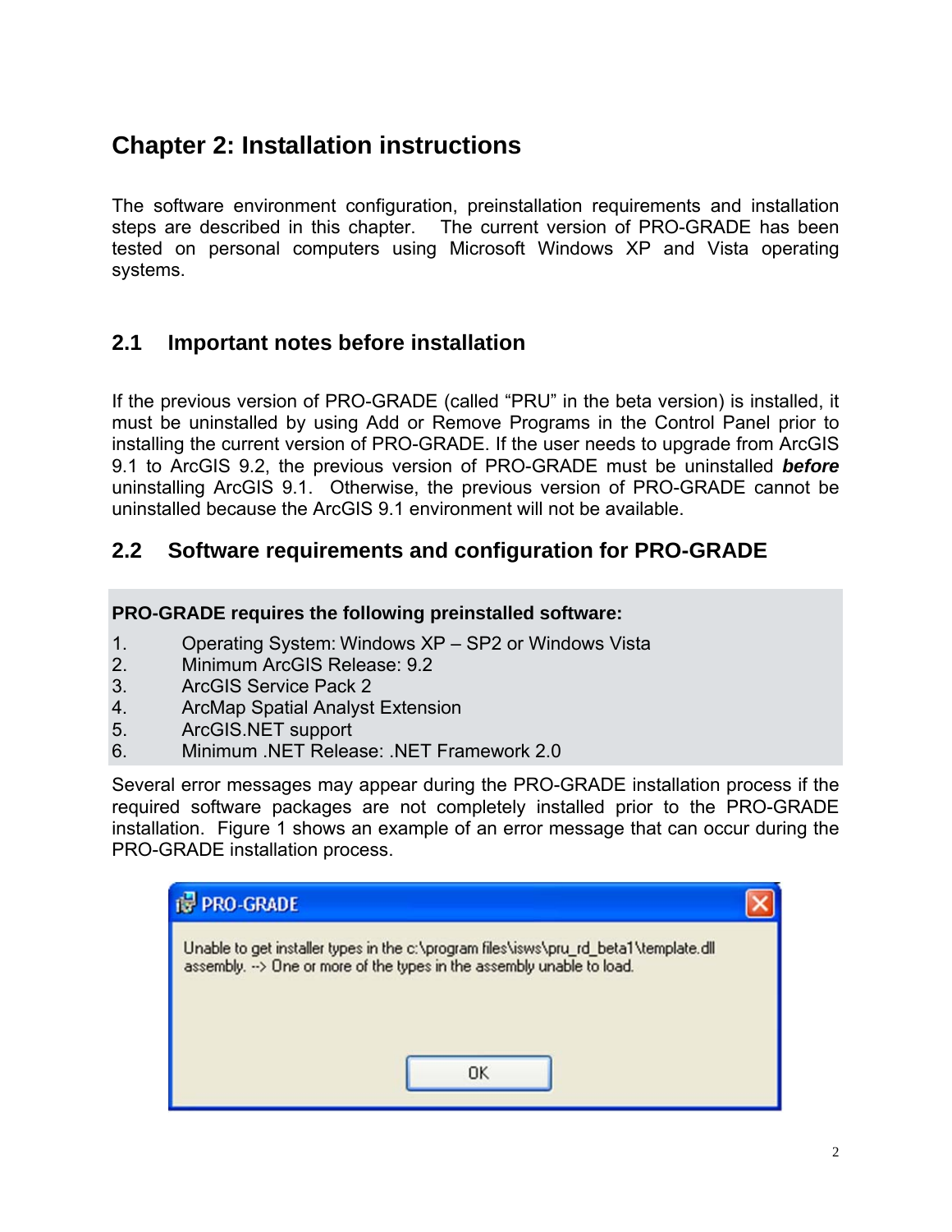# Chapter 2: Installation instructions

The software environment configuration, preinstallation requirements and installation steps are described in this chapter. The current version of PRO-GRADE has been tested on personal computers using Microsoft Windows XP and Vista operating systems.

## 2.1 Important notes before installation

If the previous version of PRO-GRADE (called "PRU" in the beta version) is installed, it must be uninstalled by using Add or Remove Programs in the Control Panel prior to installing the current version of PRO-GRADE. If the user needs to upgrade from ArcGIS 9.1 to ArcGIS 9.2, the previous version of PRO-GRADE must be uninstalled ***before*** uninstalling ArcGIS 9.1. Otherwise, the previous version of PRO-GRADE cannot be uninstalled because the ArcGIS 9.1 environment will not be available.

## 2.2 Software requirements and configuration for PRO-GRADE

**PRO-GRADE requires the following preinstalled software:**

1. Operating System: Windows XP – SP2 or Windows Vista
2. Minimum ArcGIS Release: 9.2
3. ArcGIS Service Pack 2
4. ArcMap Spatial Analyst Extension
5. ArcGIS.NET support
6. Minimum .NET Release: .NET Framework 2.0

Several error messages may appear during the PRO-GRADE installation process if the required software packages are not completely installed prior to the PRO-GRADE installation. Figure 1 shows an example of an error message that can occur during the PRO-GRADE installation process.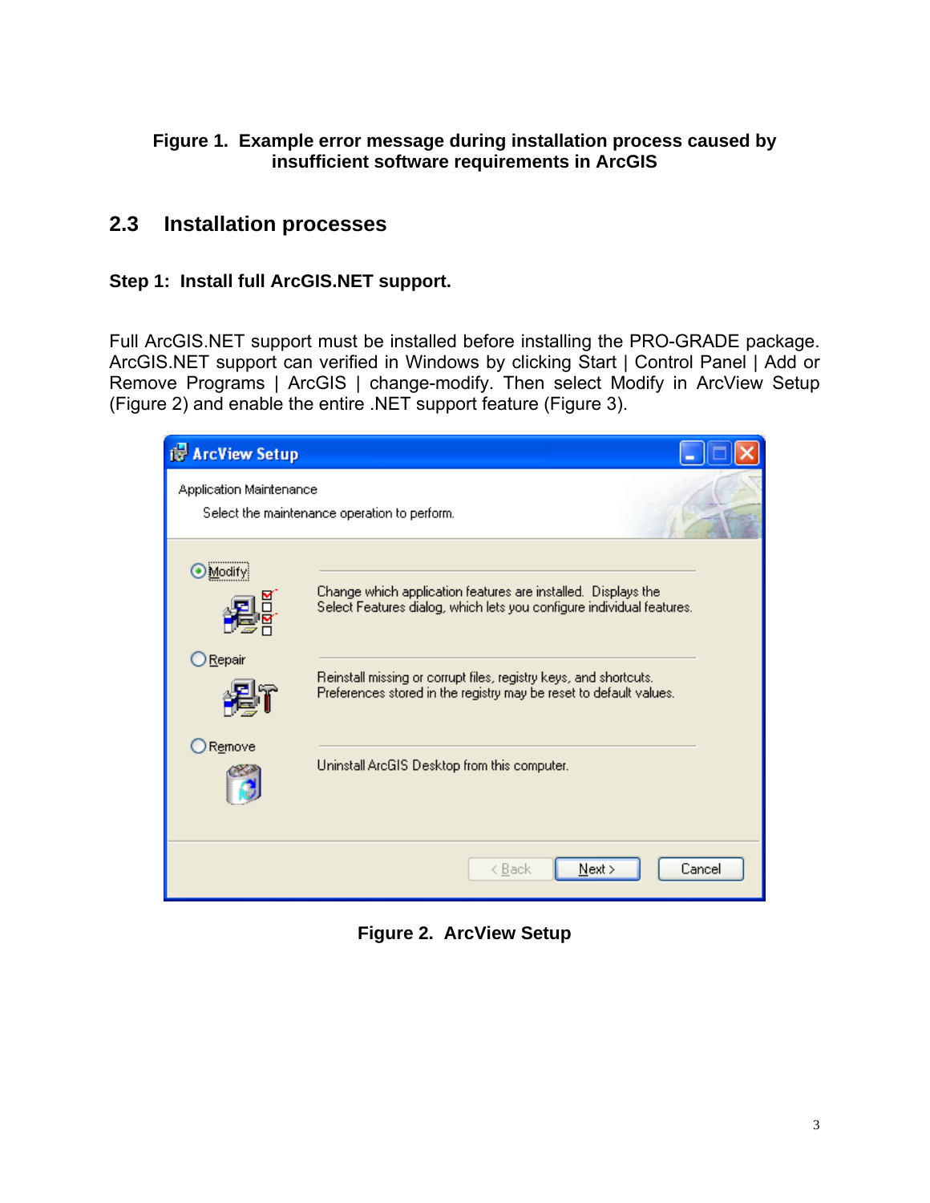**Figure 1. Example error message during installation process caused by insufficient software requirements in ArcGIS**

## 2.3 Installation processes

**Step 1: Install full ArcGIS.NET support.**

Full ArcGIS.NET support must be installed before installing the PRO-GRADE package. ArcGIS.NET support can verified in Windows by clicking Start | Control Panel | Add or Remove Programs | ArcGIS | change-modify. Then select Modify in ArcView Setup (Figure 2) and enable the entire .NET support feature (Figure 3).

**Figure 2. ArcView Setup**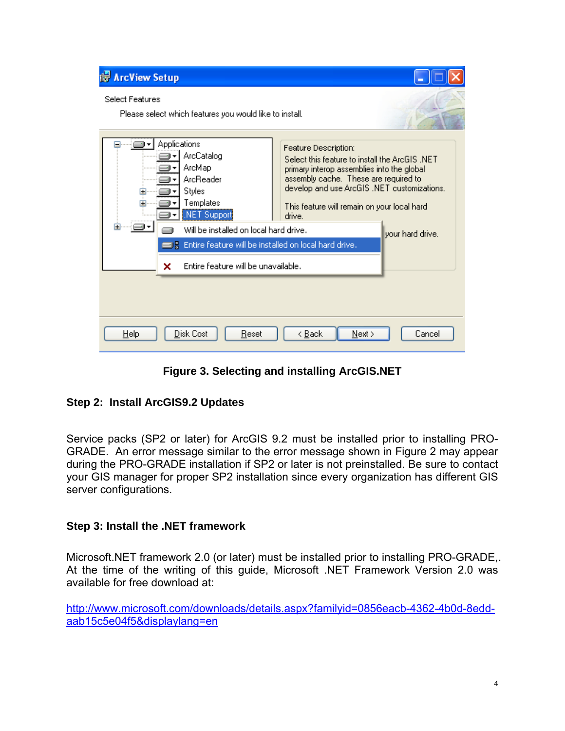**Figure 3. Selecting and installing ArcGIS.NET**

### Step 2: Install ArcGIS9.2 Updates

Service packs (SP2 or later) for ArcGIS 9.2 must be installed prior to installing PRO-GRADE. An error message similar to the error message shown in Figure 2 may appear during the PRO-GRADE installation if SP2 or later is not preinstalled. Be sure to contact your GIS manager for proper SP2 installation since every organization has different GIS server configurations.

### Step 3: Install the .NET framework

Microsoft.NET framework 2.0 (or later) must be installed prior to installing PRO-GRADE,. At the time of the writing of this guide, Microsoft .NET Framework Version 2.0 was available for free download at:

http://www.microsoft.com/downloads/details.aspx?familyid=0856eacb-4362-4b0d-8edd-aab15c5e04f5&displaylang=en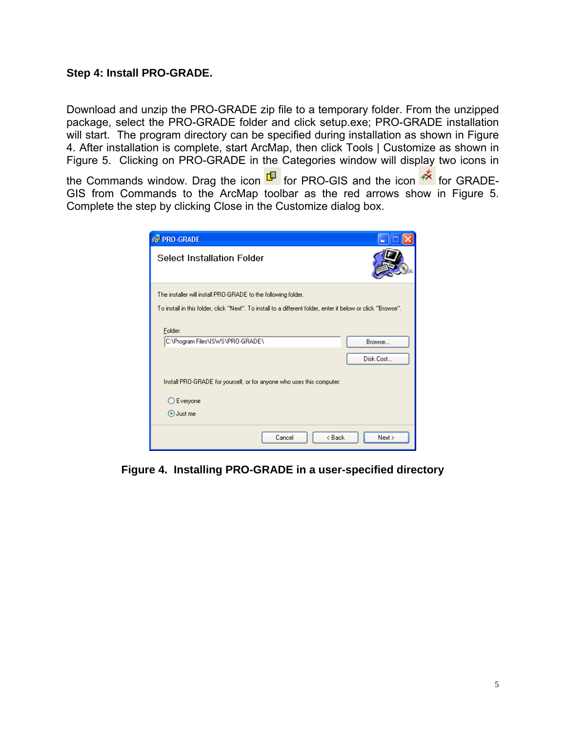**Step 4: Install PRO-GRADE.**

Download and unzip the PRO-GRADE zip file to a temporary folder. From the unzipped package, select the PRO-GRADE folder and click setup.exe; PRO-GRADE installation will start. The program directory can be specified during installation as shown in Figure 4. After installation is complete, start ArcMap, then click Tools | Customize as shown in Figure 5. Clicking on PRO-GRADE in the Categories window will display two icons in the Commands window. Drag the icon for PRO-GIS and the icon for GRADE-GIS from Commands to the ArcMap toolbar as the red arrows show in Figure 5. Complete the step by clicking Close in the Customize dialog box.

**Figure 4. Installing PRO-GRADE in a user-specified directory**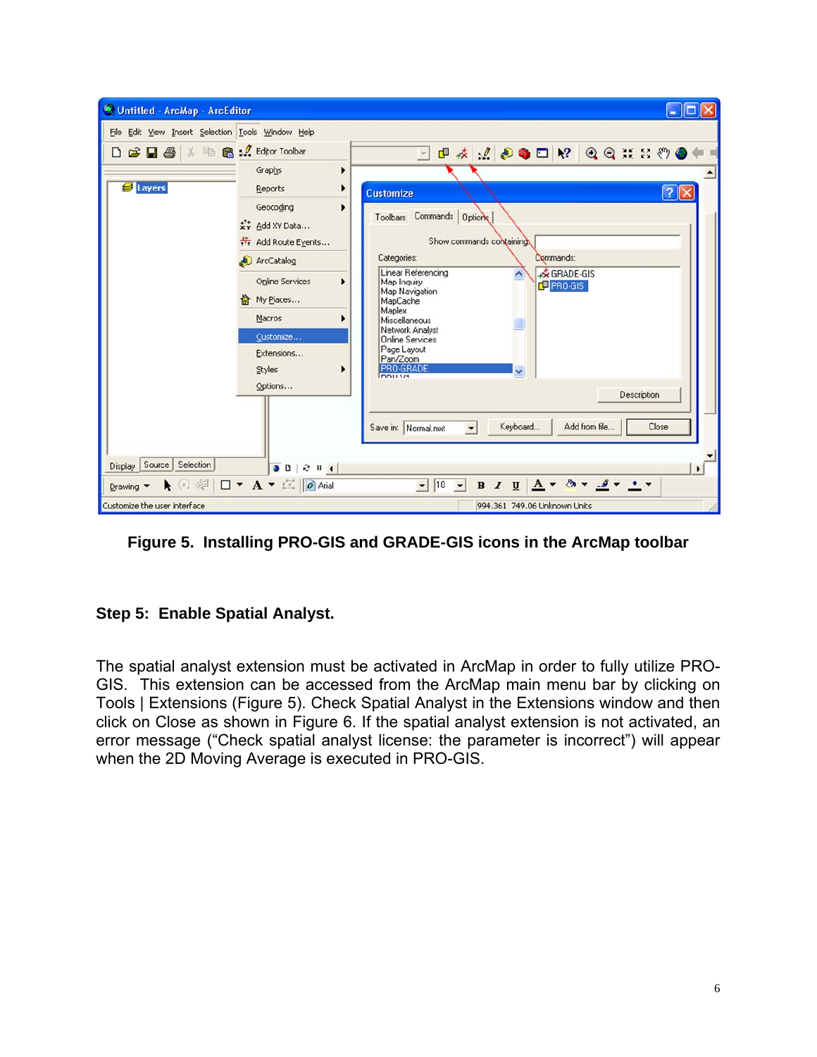**Figure 5. Installing PRO-GIS and GRADE-GIS icons in the ArcMap toolbar**

**Step 5: Enable Spatial Analyst.**

The spatial analyst extension must be activated in ArcMap in order to fully utilize PRO-GIS. This extension can be accessed from the ArcMap main menu bar by clicking on Tools | Extensions (Figure 5). Check Spatial Analyst in the Extensions window and then click on Close as shown in Figure 6. If the spatial analyst extension is not activated, an error message ("Check spatial analyst license: the parameter is incorrect") will appear when the 2D Moving Average is executed in PRO-GIS.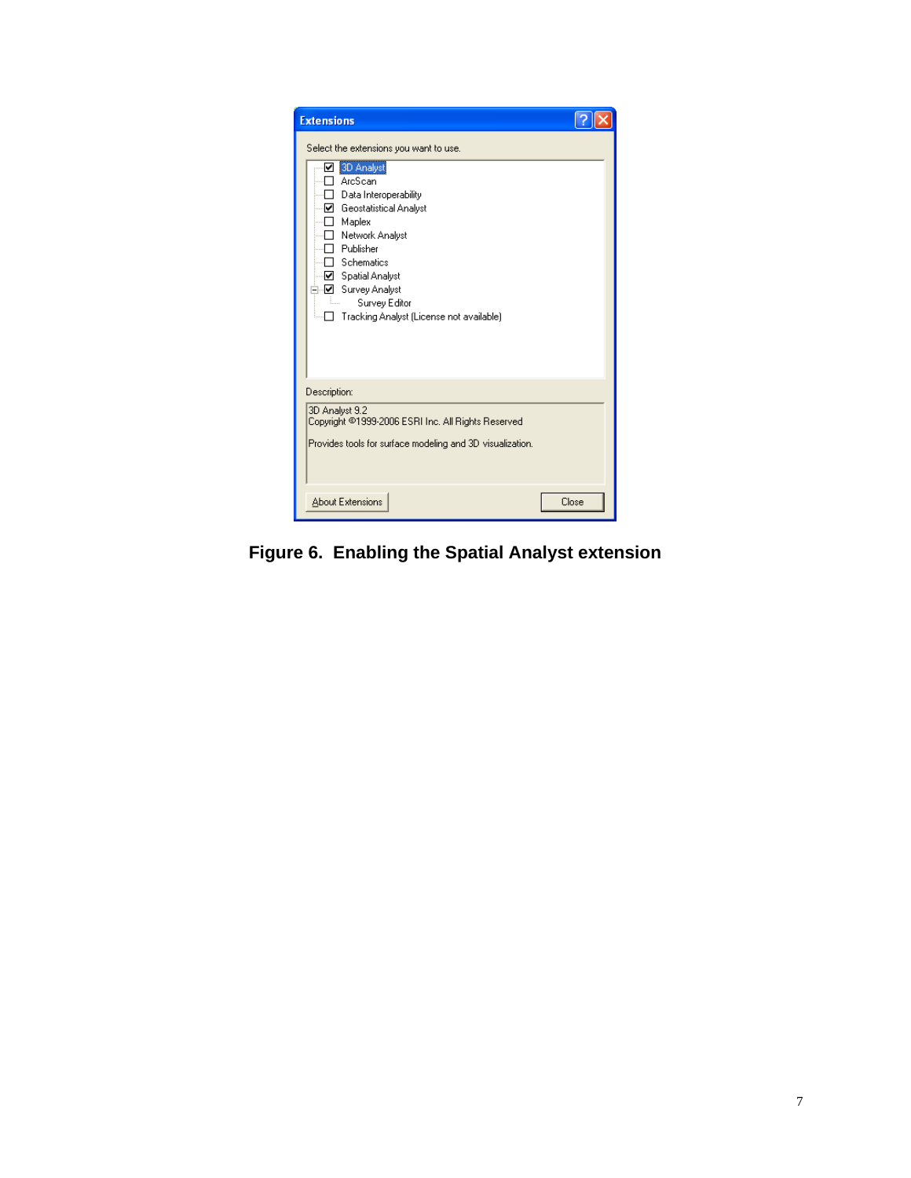**Figure 6. Enabling the Spatial Analyst extension**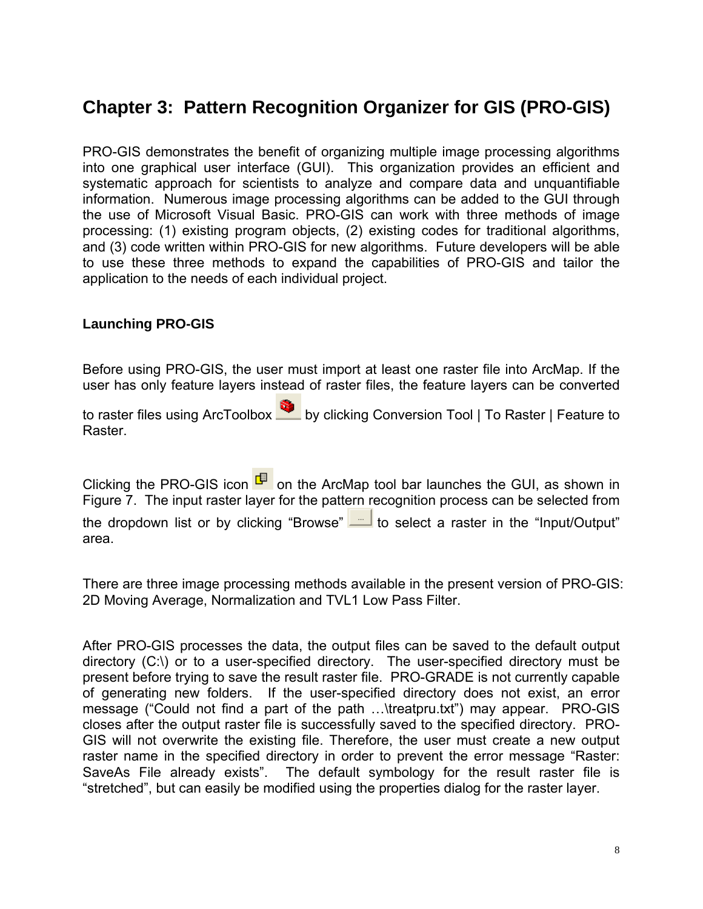# Chapter 3: Pattern Recognition Organizer for GIS (PRO-GIS)

PRO-GIS demonstrates the benefit of organizing multiple image processing algorithms into one graphical user interface (GUI). This organization provides an efficient and systematic approach for scientists to analyze and compare data and unquantifiable information. Numerous image processing algorithms can be added to the GUI through the use of Microsoft Visual Basic. PRO-GIS can work with three methods of image processing: (1) existing program objects, (2) existing codes for traditional algorithms, and (3) code written within PRO-GIS for new algorithms. Future developers will be able to use these three methods to expand the capabilities of PRO-GIS and tailor the application to the needs of each individual project.

### Launching PRO-GIS

Before using PRO-GIS, the user must import at least one raster file into ArcMap. If the user has only feature layers instead of raster files, the feature layers can be converted to raster files using ArcToolbox by clicking Conversion Tool | To Raster | Feature to Raster.

Clicking the PRO-GIS icon on the ArcMap tool bar launches the GUI, as shown in Figure 7. The input raster layer for the pattern recognition process can be selected from the dropdown list or by clicking "Browse" to select a raster in the "Input/Output" area.

There are three image processing methods available in the present version of PRO-GIS: 2D Moving Average, Normalization and TVL1 Low Pass Filter.

After PRO-GIS processes the data, the output files can be saved to the default output directory (C:\) or to a user-specified directory. The user-specified directory must be present before trying to save the result raster file. PRO-GRADE is not currently capable of generating new folders. If the user-specified directory does not exist, an error message ("Could not find a part of the path …\treatpru.txt") may appear. PRO-GIS closes after the output raster file is successfully saved to the specified directory. PRO-GIS will not overwrite the existing file. Therefore, the user must create a new output raster name in the specified directory in order to prevent the error message "Raster: SaveAs File already exists". The default symbology for the result raster file is "stretched", but can easily be modified using the properties dialog for the raster layer.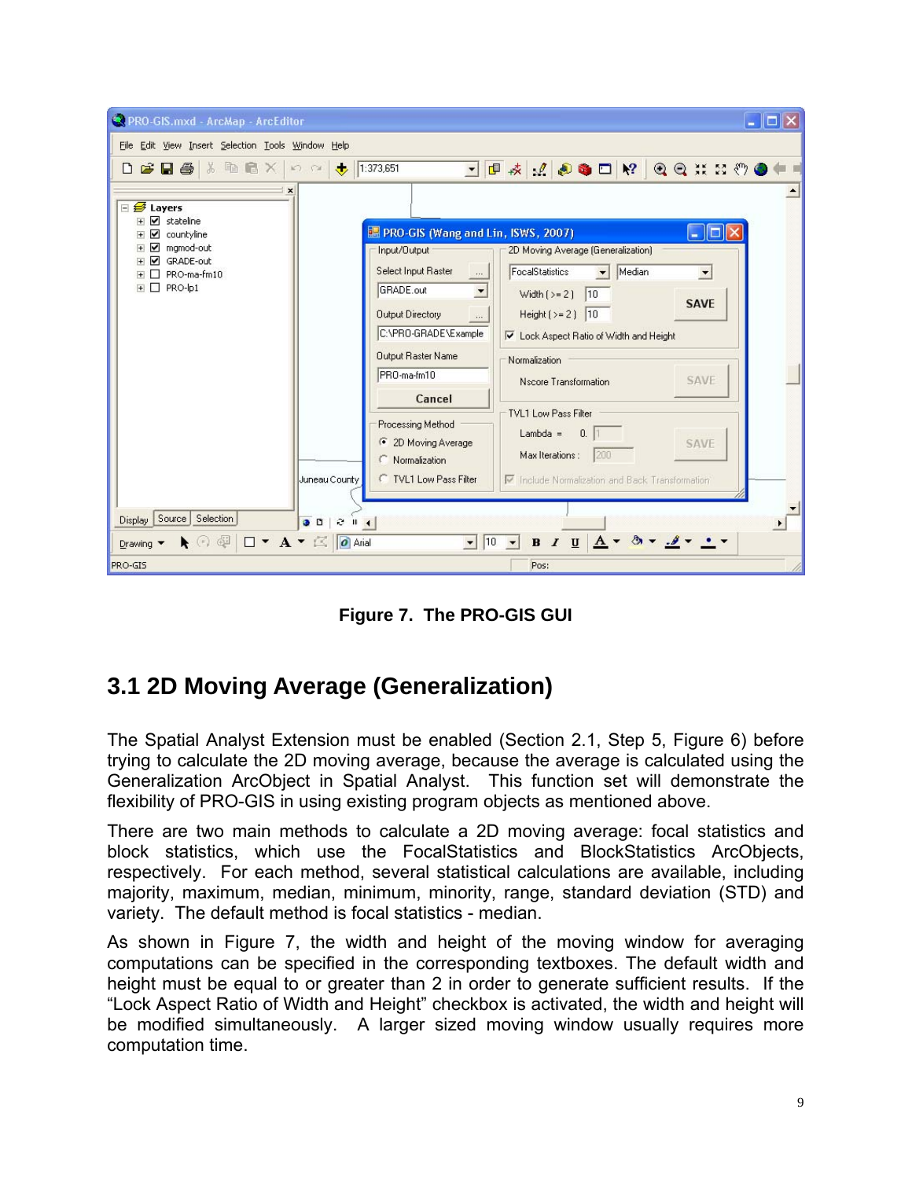Figure 7. The PRO-GIS GUI

## 3.1 2D Moving Average (Generalization)

The Spatial Analyst Extension must be enabled (Section 2.1, Step 5, Figure 6) before trying to calculate the 2D moving average, because the average is calculated using the Generalization ArcObject in Spatial Analyst. This function set will demonstrate the flexibility of PRO-GIS in using existing program objects as mentioned above.

There are two main methods to calculate a 2D moving average: focal statistics and block statistics, which use the FocalStatistics and BlockStatistics ArcObjects, respectively. For each method, several statistical calculations are available, including majority, maximum, median, minimum, minority, range, standard deviation (STD) and variety. The default method is focal statistics - median.

As shown in Figure 7, the width and height of the moving window for averaging computations can be specified in the corresponding textboxes. The default width and height must be equal to or greater than 2 in order to generate sufficient results. If the "Lock Aspect Ratio of Width and Height" checkbox is activated, the width and height will be modified simultaneously. A larger sized moving window usually requires more computation time.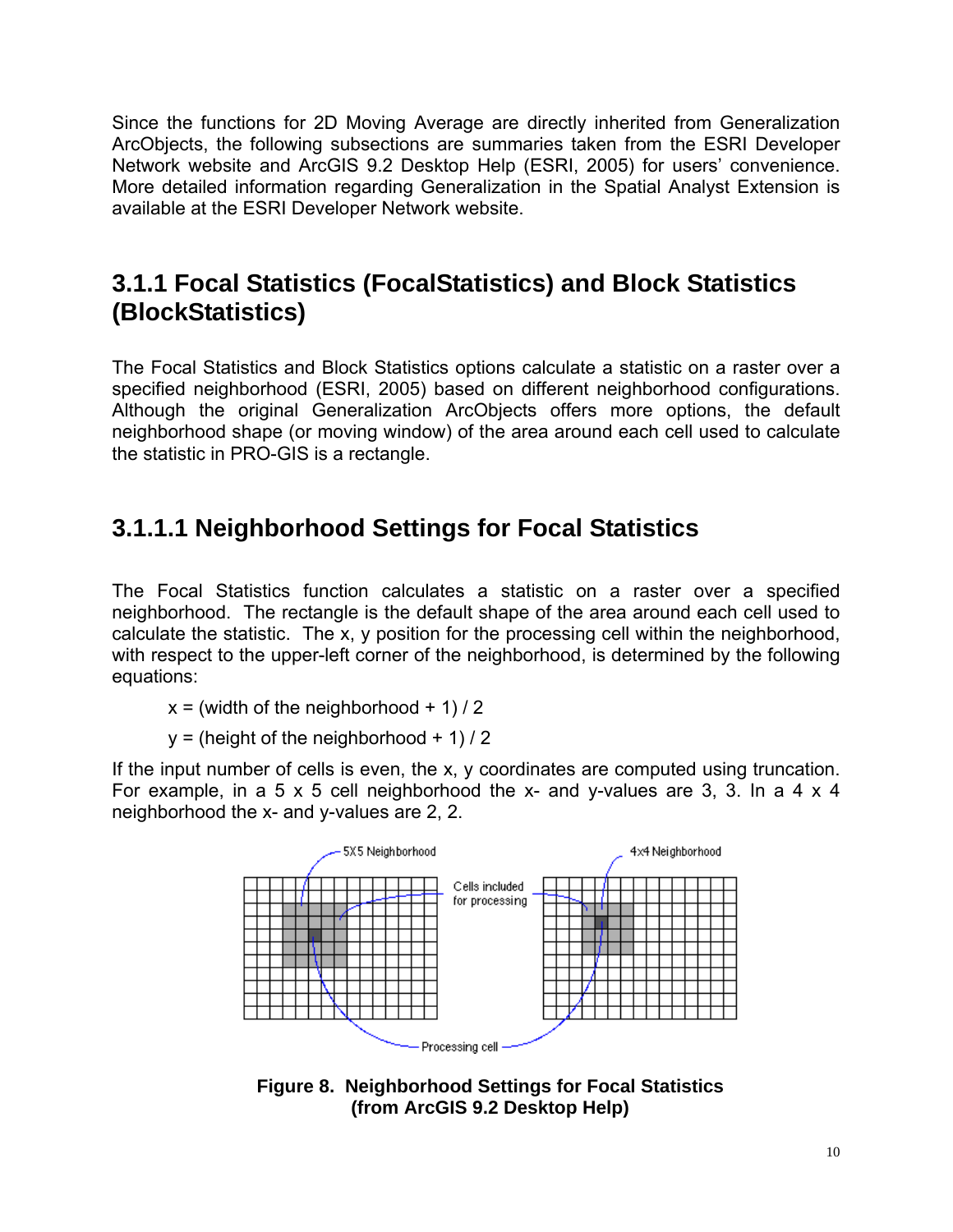Since the functions for 2D Moving Average are directly inherited from Generalization ArcObjects, the following subsections are summaries taken from the ESRI Developer Network website and ArcGIS 9.2 Desktop Help (ESRI, 2005) for users' convenience. More detailed information regarding Generalization in the Spatial Analyst Extension is available at the ESRI Developer Network website.

## 3.1.1 Focal Statistics (FocalStatistics) and Block Statistics (BlockStatistics)

The Focal Statistics and Block Statistics options calculate a statistic on a raster over a specified neighborhood (ESRI, 2005) based on different neighborhood configurations. Although the original Generalization ArcObjects offers more options, the default neighborhood shape (or moving window) of the area around each cell used to calculate the statistic in PRO-GIS is a rectangle.

### 3.1.1.1 Neighborhood Settings for Focal Statistics

The Focal Statistics function calculates a statistic on a raster over a specified neighborhood. The rectangle is the default shape of the area around each cell used to calculate the statistic. The x, y position for the processing cell within the neighborhood, with respect to the upper-left corner of the neighborhood, is determined by the following equations:

x = (width of the neighborhood + 1) / 2

y = (height of the neighborhood + 1) / 2

If the input number of cells is even, the x, y coordinates are computed using truncation. For example, in a 5 x 5 cell neighborhood the x- and y-values are 3, 3. In a 4 x 4 neighborhood the x- and y-values are 2, 2.

**Figure 8. Neighborhood Settings for Focal Statistics (from ArcGIS 9.2 Desktop Help)**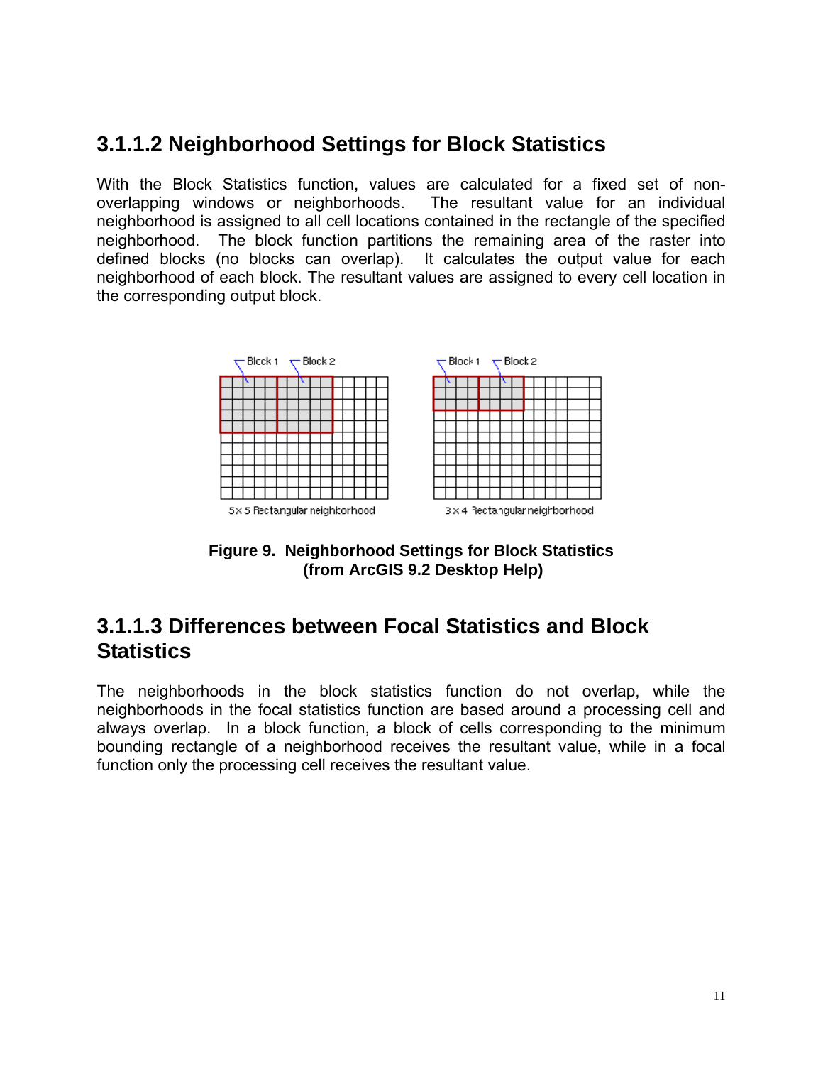### 3.1.1.2 Neighborhood Settings for Block Statistics

With the Block Statistics function, values are calculated for a fixed set of non-overlapping windows or neighborhoods. The resultant value for an individual neighborhood is assigned to all cell locations contained in the rectangle of the specified neighborhood. The block function partitions the remaining area of the raster into defined blocks (no blocks can overlap). It calculates the output value for each neighborhood of each block. The resultant values are assigned to every cell location in the corresponding output block.

**Figure 9. Neighborhood Settings for Block Statistics (from ArcGIS 9.2 Desktop Help)**

### 3.1.1.3 Differences between Focal Statistics and Block Statistics

The neighborhoods in the block statistics function do not overlap, while the neighborhoods in the focal statistics function are based around a processing cell and always overlap. In a block function, a block of cells corresponding to the minimum bounding rectangle of a neighborhood receives the resultant value, while in a focal function only the processing cell receives the resultant value.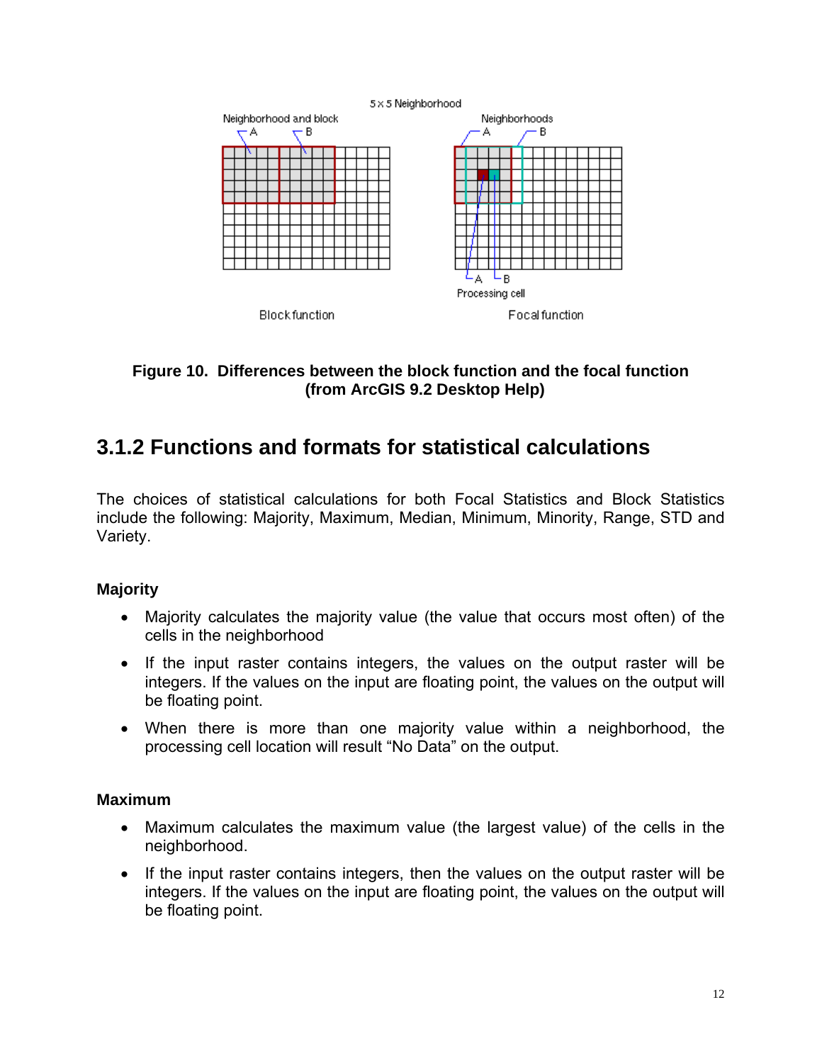**Figure 10. Differences between the block function and the focal function (from ArcGIS 9.2 Desktop Help)**

## 3.1.2 Functions and formats for statistical calculations

The choices of statistical calculations for both Focal Statistics and Block Statistics include the following: Majority, Maximum, Median, Minimum, Minority, Range, STD and Variety.

**Majority**

- Majority calculates the majority value (the value that occurs most often) of the cells in the neighborhood
- If the input raster contains integers, the values on the output raster will be integers. If the values on the input are floating point, the values on the output will be floating point.
- When there is more than one majority value within a neighborhood, the processing cell location will result “No Data” on the output.

**Maximum**

- Maximum calculates the maximum value (the largest value) of the cells in the neighborhood.
- If the input raster contains integers, then the values on the output raster will be integers. If the values on the input are floating point, the values on the output will be floating point.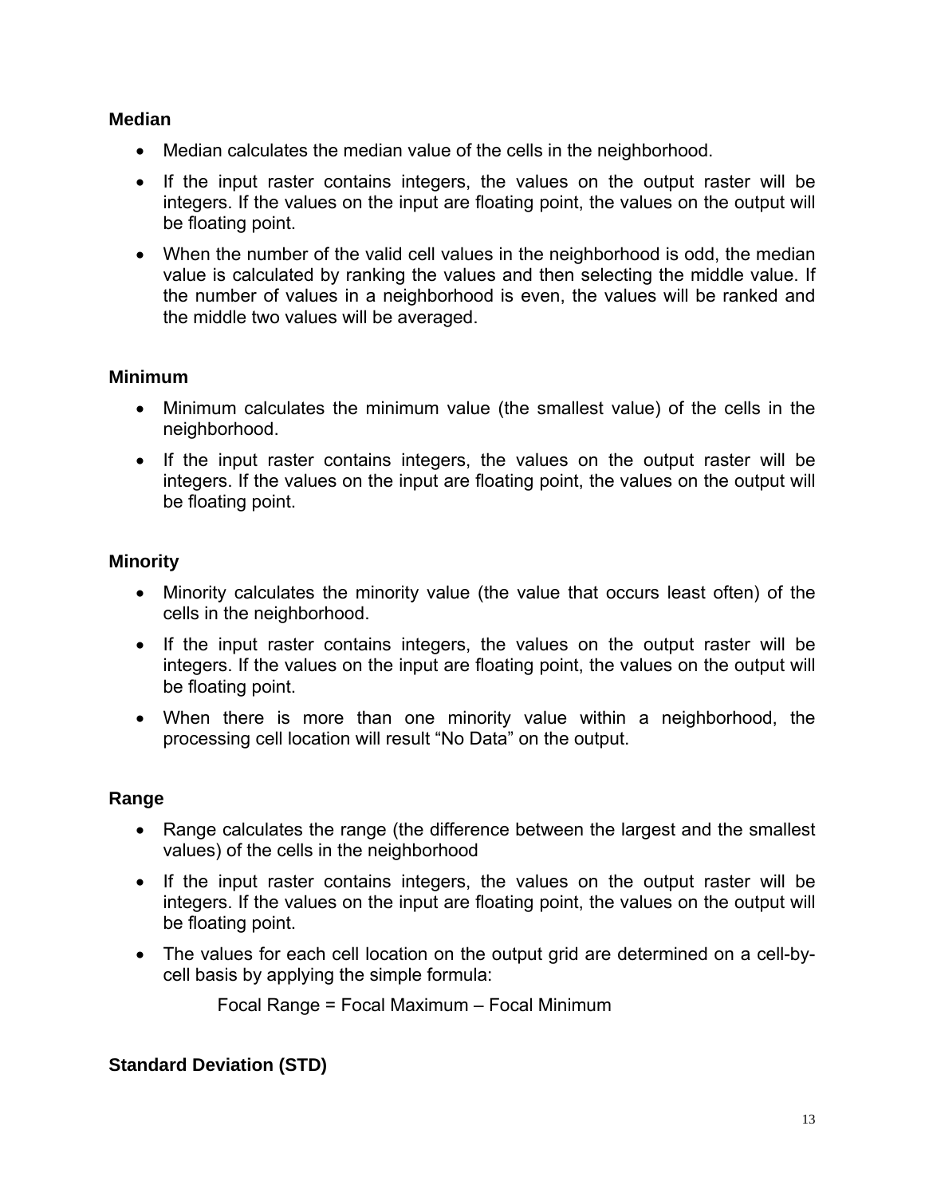### Median

- Median calculates the median value of the cells in the neighborhood.
- If the input raster contains integers, the values on the output raster will be integers. If the values on the input are floating point, the values on the output will be floating point.
- When the number of the valid cell values in the neighborhood is odd, the median value is calculated by ranking the values and then selecting the middle value. If the number of values in a neighborhood is even, the values will be ranked and the middle two values will be averaged.

### Minimum

- Minimum calculates the minimum value (the smallest value) of the cells in the neighborhood.
- If the input raster contains integers, the values on the output raster will be integers. If the values on the input are floating point, the values on the output will be floating point.

### Minority

- Minority calculates the minority value (the value that occurs least often) of the cells in the neighborhood.
- If the input raster contains integers, the values on the output raster will be integers. If the values on the input are floating point, the values on the output will be floating point.
- When there is more than one minority value within a neighborhood, the processing cell location will result “No Data” on the output.

### Range

- Range calculates the range (the difference between the largest and the smallest values) of the cells in the neighborhood
- If the input raster contains integers, the values on the output raster will be integers. If the values on the input are floating point, the values on the output will be floating point.
- The values for each cell location on the output grid are determined on a cell-by-cell basis by applying the simple formula:

  Focal Range = Focal Maximum – Focal Minimum

### Standard Deviation (STD)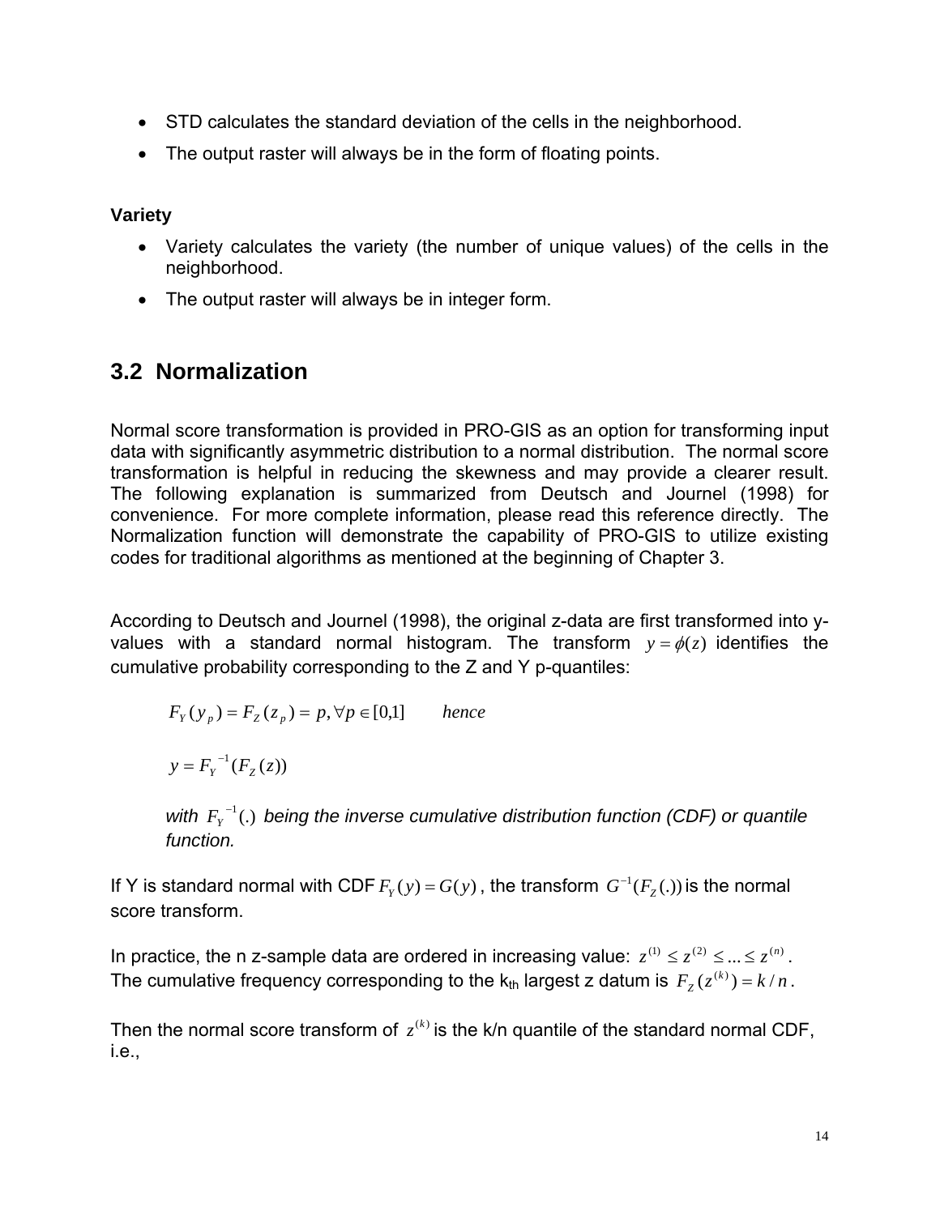- STD calculates the standard deviation of the cells in the neighborhood.
- The output raster will always be in the form of floating points.

**Variety**

- Variety calculates the variety (the number of unique values) of the cells in the neighborhood.
- The output raster will always be in integer form.

## 3.2 Normalization

Normal score transformation is provided in PRO-GIS as an option for transforming input data with significantly asymmetric distribution to a normal distribution. The normal score transformation is helpful in reducing the skewness and may provide a clearer result. The following explanation is summarized from Deutsch and Journel (1998) for convenience. For more complete information, please read this reference directly. The Normalization function will demonstrate the capability of PRO-GIS to utilize existing codes for traditional algorithms as mentioned at the beginning of Chapter 3.

According to Deutsch and Journel (1998), the original z-data are first transformed into y-values with a standard normal histogram. The transform $y = \phi(z)$ identifies the cumulative probability corresponding to the Z and Y p-quantiles:

$$F_Y(y_p) = F_Z(z_p) = p, \forall p \in [0,1] \qquad hence$$

$$y = F_Y^{-1}(F_Z(z))$$

*with* $F_Y^{-1}(.)$ *being the inverse cumulative distribution function (CDF) or quantile function.*

If Y is standard normal with CDF $F_Y(y) = G(y)$, the transform $G^{-1}(F_Z(.))$ is the normal score transform.

In practice, the n z-sample data are ordered in increasing value: $z^{(1)} \le z^{(2)} \le ... \le z^{(n)}$. The cumulative frequency corresponding to the $k_{th}$ largest z datum is $F_Z(z^{(k)}) = k/n$.

Then the normal score transform of $z^{(k)}$ is the k/n quantile of the standard normal CDF, i.e.,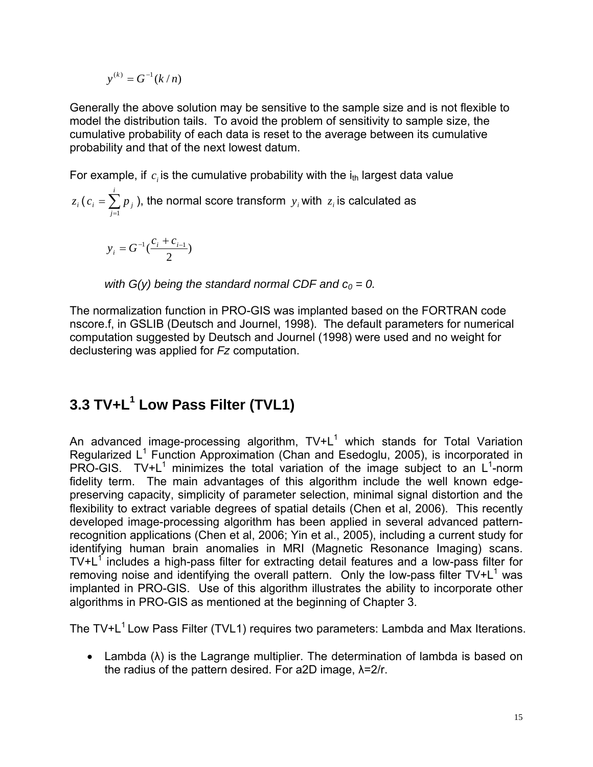$$y^{(k)} = G^{-1}(k/n)$$

Generally the above solution may be sensitive to the sample size and is not flexible to model the distribution tails. To avoid the problem of sensitivity to sample size, the cumulative probability of each data is reset to the average between its cumulative probability and that of the next lowest datum.

For example, if $c_i$ is the cumulative probability with the $i_{th}$ largest data value $z_i$ ( $c_i = \sum_{j=1}^{i} p_j$ ), the normal score transform $y_i$ with $z_i$ is calculated as

$$y_i = G^{-1}\left(\frac{c_i + c_{i-1}}{2}\right)$$

*with G(y) being the standard normal CDF and $c_0 = 0$.*

The normalization function in PRO-GIS was implanted based on the FORTRAN code nscore.f, in GSLIB (Deutsch and Journel, 1998). The default parameters for numerical computation suggested by Deutsch and Journel (1998) were used and no weight for declustering was applied for *Fz* computation.

## 3.3 TV+L$^1$ Low Pass Filter (TVL1)

An advanced image-processing algorithm, TV+L$^1$ which stands for Total Variation Regularized L$^1$ Function Approximation (Chan and Esedoglu, 2005), is incorporated in PRO-GIS. TV+L$^1$ minimizes the total variation of the image subject to an L$^1$-norm fidelity term. The main advantages of this algorithm include the well known edge-preserving capacity, simplicity of parameter selection, minimal signal distortion and the flexibility to extract variable degrees of spatial details (Chen et al, 2006). This recently developed image-processing algorithm has been applied in several advanced pattern-recognition applications (Chen et al, 2006; Yin et al., 2005), including a current study for identifying human brain anomalies in MRI (Magnetic Resonance Imaging) scans. TV+L$^1$ includes a high-pass filter for extracting detail features and a low-pass filter for removing noise and identifying the overall pattern. Only the low-pass filter TV+L$^1$ was implanted in PRO-GIS. Use of this algorithm illustrates the ability to incorporate other algorithms in PRO-GIS as mentioned at the beginning of Chapter 3.

The TV+L$^1$ Low Pass Filter (TVL1) requires two parameters: Lambda and Max Iterations.

- Lambda (λ) is the Lagrange multiplier. The determination of lambda is based on the radius of the pattern desired. For a2D image, λ=2/r.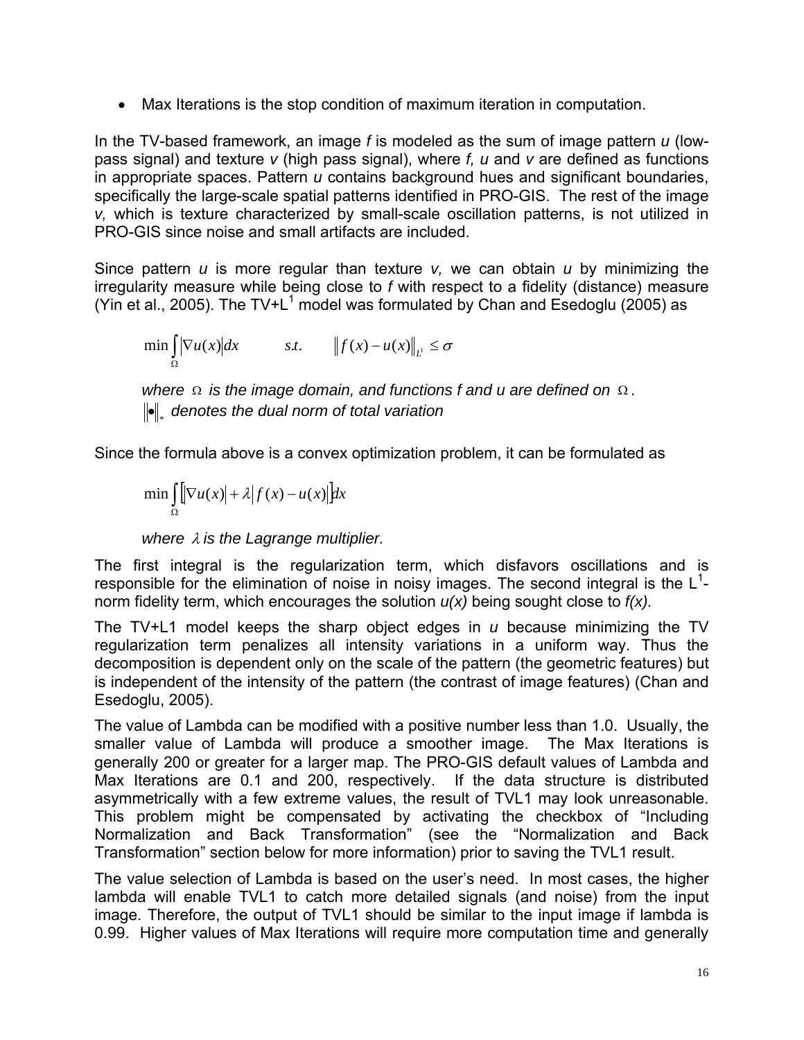- Max Iterations is the stop condition of maximum iteration in computation.

In the TV-based framework, an image *f* is modeled as the sum of image pattern *u* (low-pass signal) and texture *v* (high pass signal), where *f, u* and *v* are defined as functions in appropriate spaces. Pattern *u* contains background hues and significant boundaries, specifically the large-scale spatial patterns identified in PRO-GIS. The rest of the image *v,* which is texture characterized by small-scale oscillation patterns, is not utilized in PRO-GIS since noise and small artifacts are included.

Since pattern *u* is more regular than texture *v,* we can obtain *u* by minimizing the irregularity measure while being close to *f* with respect to a fidelity (distance) measure (Yin et al., 2005). The TV+$L^1$ model was formulated by Chan and Esedoglu (2005) as

$$\min \int_{\Omega} |\nabla u(x)| dx \qquad s.t. \qquad \| f(x) - u(x) \|_{L^1} \le \sigma$$

*where* $\Omega$ *is the image domain, and functions f and u are defined on* $\Omega$*.*
$\|\bullet\|_*$ *denotes the dual norm of total variation*

Since the formula above is a convex optimization problem, it can be formulated as

$$\min \int_{\Omega} \left[ |\nabla u(x)| + \lambda |f(x) - u(x)| \right] dx$$

*where* $\lambda$ *is the Lagrange multiplier.*

The first integral is the regularization term, which disfavors oscillations and is responsible for the elimination of noise in noisy images. The second integral is the $L^1$-norm fidelity term, which encourages the solution *u(x)* being sought close to *f(x).*

The TV+L1 model keeps the sharp object edges in *u* because minimizing the TV regularization term penalizes all intensity variations in a uniform way. Thus the decomposition is dependent only on the scale of the pattern (the geometric features) but is independent of the intensity of the pattern (the contrast of image features) (Chan and Esedoglu, 2005).

The value of Lambda can be modified with a positive number less than 1.0. Usually, the smaller value of Lambda will produce a smoother image. The Max Iterations is generally 200 or greater for a larger map. The PRO-GIS default values of Lambda and Max Iterations are 0.1 and 200, respectively. If the data structure is distributed asymmetrically with a few extreme values, the result of TVL1 may look unreasonable. This problem might be compensated by activating the checkbox of "Including Normalization and Back Transformation" (see the "Normalization and Back Transformation" section below for more information) prior to saving the TVL1 result.

The value selection of Lambda is based on the user's need. In most cases, the higher lambda will enable TVL1 to catch more detailed signals (and noise) from the input image. Therefore, the output of TVL1 should be similar to the input image if lambda is 0.99. Higher values of Max Iterations will require more computation time and generally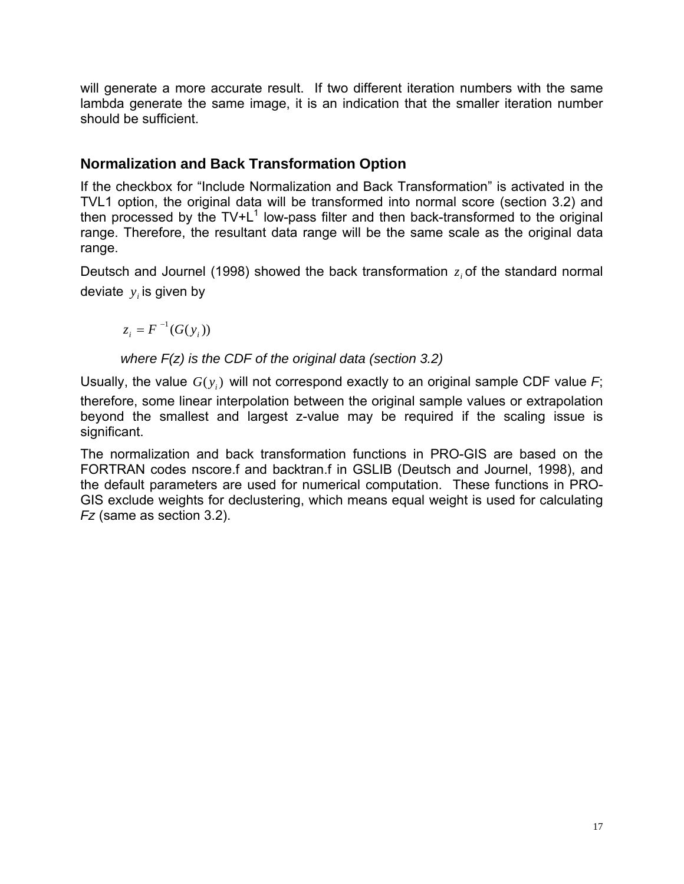will generate a more accurate result. If two different iteration numbers with the same lambda generate the same image, it is an indication that the smaller iteration number should be sufficient.

## Normalization and Back Transformation Option

If the checkbox for "Include Normalization and Back Transformation" is activated in the TVL1 option, the original data will be transformed into normal score (section 3.2) and then processed by the TV+L[1] low-pass filter and then back-transformed to the original range. Therefore, the resultant data range will be the same scale as the original data range.

Deutsch and Journel (1998) showed the back transformation $z_i$ of the standard normal deviate $y_i$ is given by

$$z_i = F^{-1}(G(y_i))$$

*where F(z) is the CDF of the original data (section 3.2)*

Usually, the value $G(y_i)$ will not correspond exactly to an original sample CDF value *F*; therefore, some linear interpolation between the original sample values or extrapolation beyond the smallest and largest z-value may be required if the scaling issue is significant.

The normalization and back transformation functions in PRO-GIS are based on the FORTRAN codes nscore.f and backtran.f in GSLIB (Deutsch and Journel, 1998), and the default parameters are used for numerical computation. These functions in PRO-GIS exclude weights for declustering, which means equal weight is used for calculating *Fz* (same as section 3.2).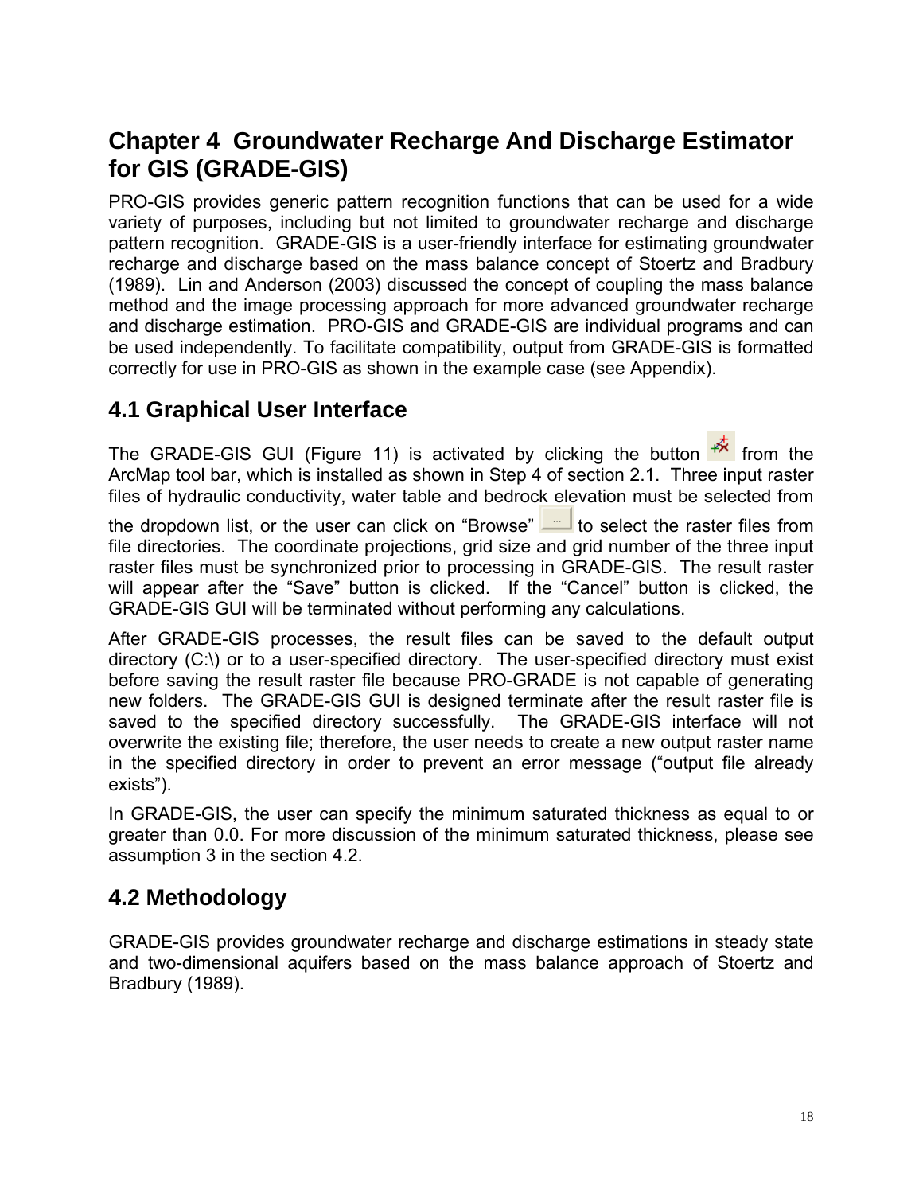# Chapter 4 Groundwater Recharge And Discharge Estimator for GIS (GRADE-GIS)

PRO-GIS provides generic pattern recognition functions that can be used for a wide variety of purposes, including but not limited to groundwater recharge and discharge pattern recognition. GRADE-GIS is a user-friendly interface for estimating groundwater recharge and discharge based on the mass balance concept of Stoertz and Bradbury (1989). Lin and Anderson (2003) discussed the concept of coupling the mass balance method and the image processing approach for more advanced groundwater recharge and discharge estimation. PRO-GIS and GRADE-GIS are individual programs and can be used independently. To facilitate compatibility, output from GRADE-GIS is formatted correctly for use in PRO-GIS as shown in the example case (see Appendix).

## 4.1 Graphical User Interface

The GRADE-GIS GUI (Figure 11) is activated by clicking the button from the ArcMap tool bar, which is installed as shown in Step 4 of section 2.1. Three input raster files of hydraulic conductivity, water table and bedrock elevation must be selected from the dropdown list, or the user can click on "Browse" to select the raster files from file directories. The coordinate projections, grid size and grid number of the three input raster files must be synchronized prior to processing in GRADE-GIS. The result raster will appear after the "Save" button is clicked. If the "Cancel" button is clicked, the GRADE-GIS GUI will be terminated without performing any calculations.

After GRADE-GIS processes, the result files can be saved to the default output directory (C:\) or to a user-specified directory. The user-specified directory must exist before saving the result raster file because PRO-GRADE is not capable of generating new folders. The GRADE-GIS GUI is designed terminate after the result raster file is saved to the specified directory successfully. The GRADE-GIS interface will not overwrite the existing file; therefore, the user needs to create a new output raster name in the specified directory in order to prevent an error message ("output file already exists").

In GRADE-GIS, the user can specify the minimum saturated thickness as equal to or greater than 0.0. For more discussion of the minimum saturated thickness, please see assumption 3 in the section 4.2.

## 4.2 Methodology

GRADE-GIS provides groundwater recharge and discharge estimations in steady state and two-dimensional aquifers based on the mass balance approach of Stoertz and Bradbury (1989).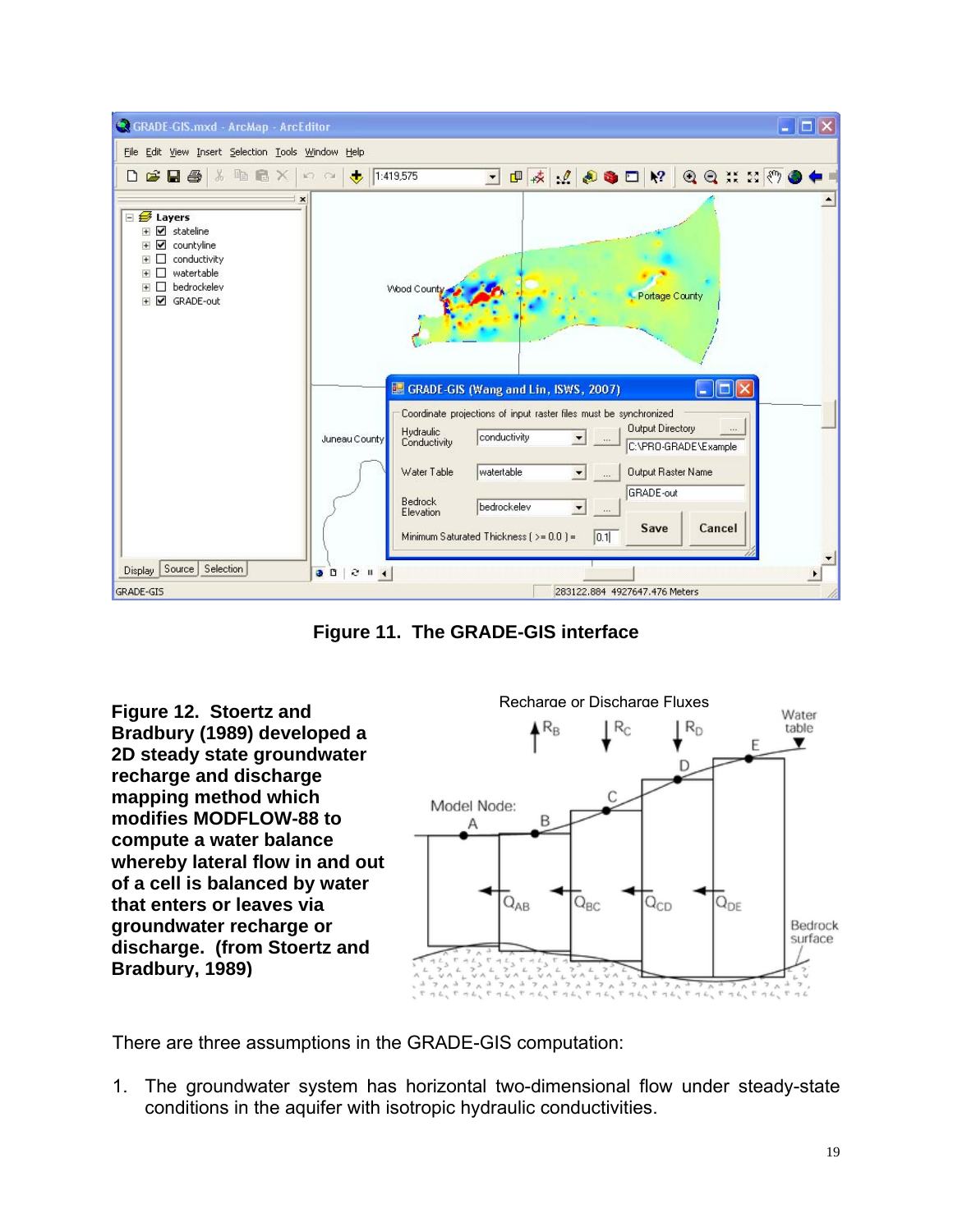**Figure 11. The GRADE-GIS interface**

**Figure 12. Stoertz and Bradbury (1989) developed a 2D steady state groundwater recharge and discharge mapping method which modifies MODFLOW-88 to compute a water balance whereby lateral flow in and out of a cell is balanced by water that enters or leaves via groundwater recharge or discharge. (from Stoertz and Bradbury, 1989)**

There are three assumptions in the GRADE-GIS computation:

1. The groundwater system has horizontal two-dimensional flow under steady-state conditions in the aquifer with isotropic hydraulic conductivities.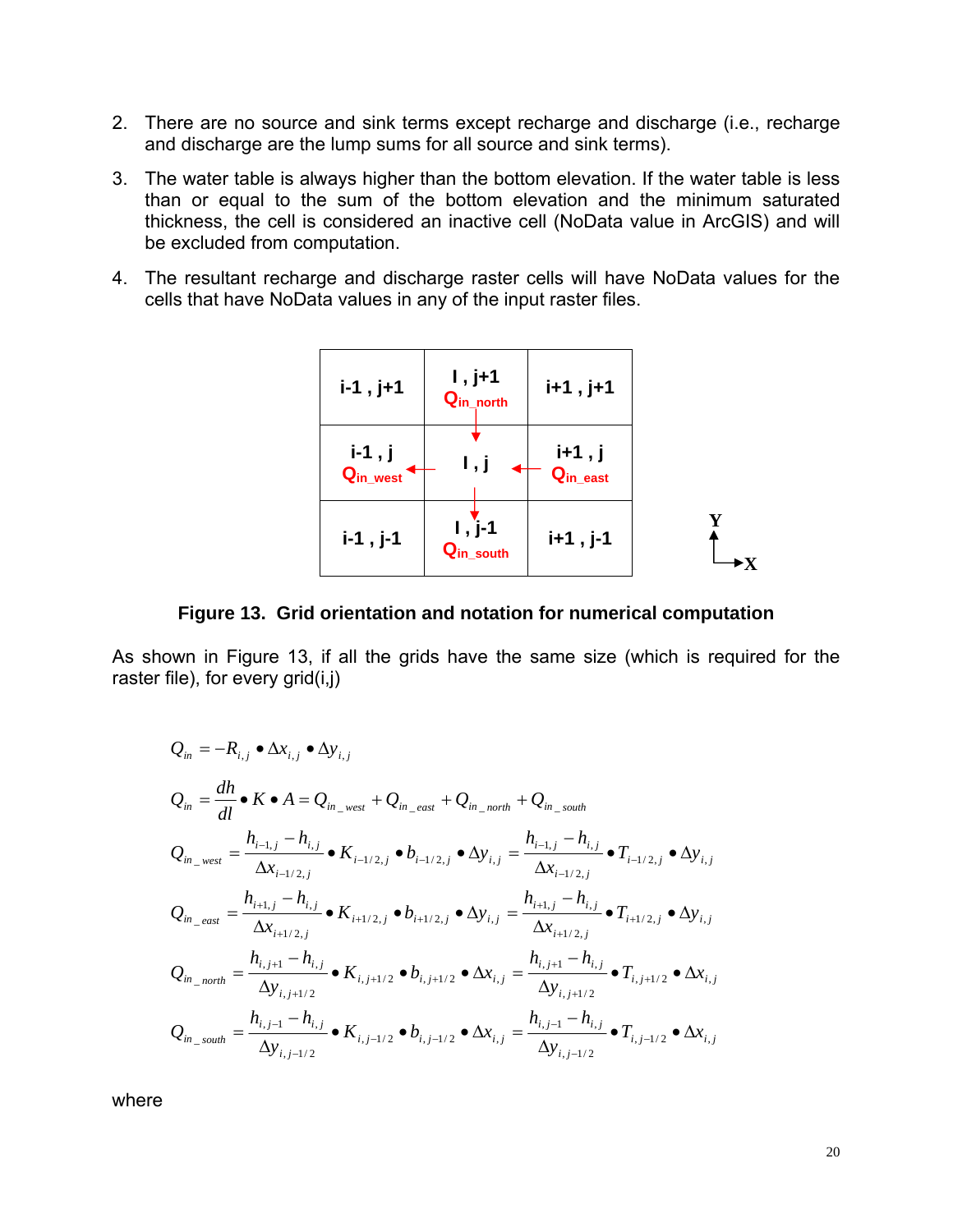2. There are no source and sink terms except recharge and discharge (i.e., recharge and discharge are the lump sums for all source and sink terms).

3. The water table is always higher than the bottom elevation. If the water table is less than or equal to the sum of the bottom elevation and the minimum saturated thickness, the cell is considered an inactive cell (NoData value in ArcGIS) and will be excluded from computation.

4. The resultant recharge and discharge raster cells will have NoData values for the cells that have NoData values in any of the input raster files.

| i-1 , j+1 | I , j+1 $Q_{in\_north}$ | i+1 , j+1 |
|---|---|---|
| i-1 , j $Q_{in\_west}$ | I , j | i+1 , j $Q_{in\_east}$ |
| i-1 , j-1 | I , j-1 $Q_{in\_south}$ | i+1 , j-1 |

**Figure 13. Grid orientation and notation for numerical computation**

As shown in Figure 13, if all the grids have the same size (which is required for the raster file), for every grid(i,j)

$$Q_{in} = -R_{i,j} \bullet \Delta x_{i,j} \bullet \Delta y_{i,j}$$

$$Q_{in} = \frac{dh}{dl} \bullet K \bullet A = Q_{in\_west} + Q_{in\_east} + Q_{in\_north} + Q_{in\_south}$$

$$Q_{in\_west} = \frac{h_{i-1,j} - h_{i,j}}{\Delta x_{i-1/2,j}} \bullet K_{i-1/2,j} \bullet b_{i-1/2,j} \bullet \Delta y_{i,j} = \frac{h_{i-1,j} - h_{i,j}}{\Delta x_{i-1/2,j}} \bullet T_{i-1/2,j} \bullet \Delta y_{i,j}$$

$$Q_{in\_east} = \frac{h_{i+1,j} - h_{i,j}}{\Delta x_{i+1/2,j}} \bullet K_{i+1/2,j} \bullet b_{i+1/2,j} \bullet \Delta y_{i,j} = \frac{h_{i+1,j} - h_{i,j}}{\Delta x_{i+1/2,j}} \bullet T_{i+1/2,j} \bullet \Delta y_{i,j}$$

$$Q_{in\_north} = \frac{h_{i,j+1} - h_{i,j}}{\Delta y_{i,j+1/2}} \bullet K_{i,j+1/2} \bullet b_{i,j+1/2} \bullet \Delta x_{i,j} = \frac{h_{i,j+1} - h_{i,j}}{\Delta y_{i,j+1/2}} \bullet T_{i,j+1/2} \bullet \Delta x_{i,j}$$

$$Q_{in\_south} = \frac{h_{i,j-1} - h_{i,j}}{\Delta y_{i,j-1/2}} \bullet K_{i,j-1/2} \bullet b_{i,j-1/2} \bullet \Delta x_{i,j} = \frac{h_{i,j-1} - h_{i,j}}{\Delta y_{i,j-1/2}} \bullet T_{i,j-1/2} \bullet \Delta x_{i,j}$$

where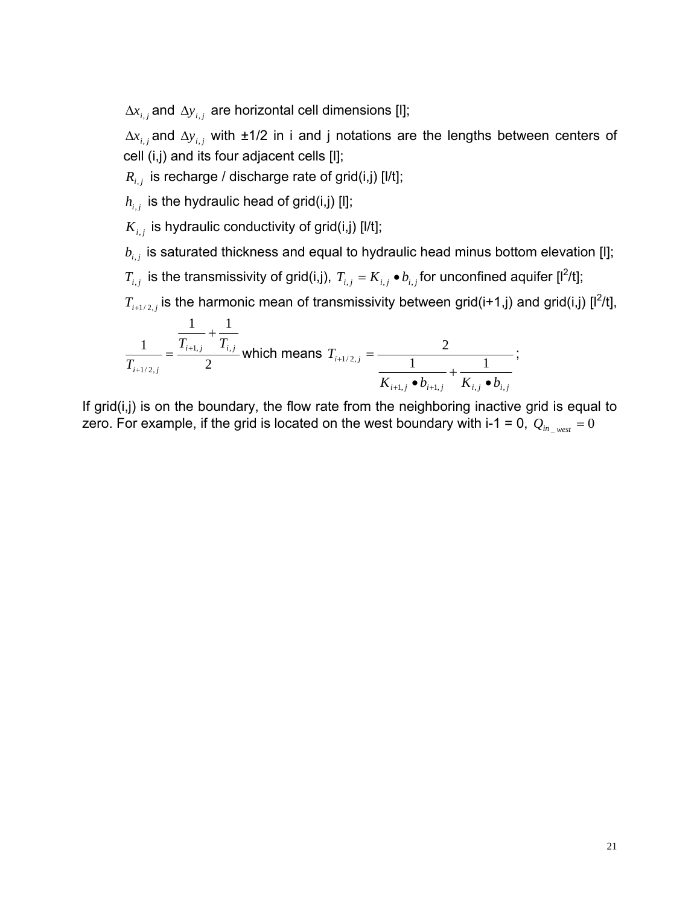$\Delta x_{i,j}$ and $\Delta y_{i,j}$ are horizontal cell dimensions [l];

$\Delta x_{i,j}$ and $\Delta y_{i,j}$ with ±1/2 in i and j notations are the lengths between centers of cell (i,j) and its four adjacent cells [l];

$R_{i,j}$ is recharge / discharge rate of grid(i,j) [l/t];

$h_{i,j}$ is the hydraulic head of grid(i,j) [l];

$K_{i,j}$ is hydraulic conductivity of grid(i,j) [l/t];

$b_{i,j}$ is saturated thickness and equal to hydraulic head minus bottom elevation [l];

$T_{i,j}$ is the transmissivity of grid(i,j), $T_{i,j} = K_{i,j} \bullet b_{i,j}$ for unconfined aquifer [l$^2$/t];

$T_{i+1/2,j}$ is the harmonic mean of transmissivity between grid(i+1,j) and grid(i,j) [l$^2$/t],

$\frac{1}{T_{i+1/2,j}} = \frac{\frac{1}{T_{i+1,j}} + \frac{1}{T_{i,j}}}{2}$ which means $T_{i+1/2,j} = \frac{2}{\frac{1}{K_{i+1,j} \bullet b_{i+1,j}} + \frac{1}{K_{i,j} \bullet b_{i,j}}}$;

If grid(i,j) is on the boundary, the flow rate from the neighboring inactive grid is equal to zero. For example, if the grid is located on the west boundary with i-1 = 0, $Q_{in\_west} = 0$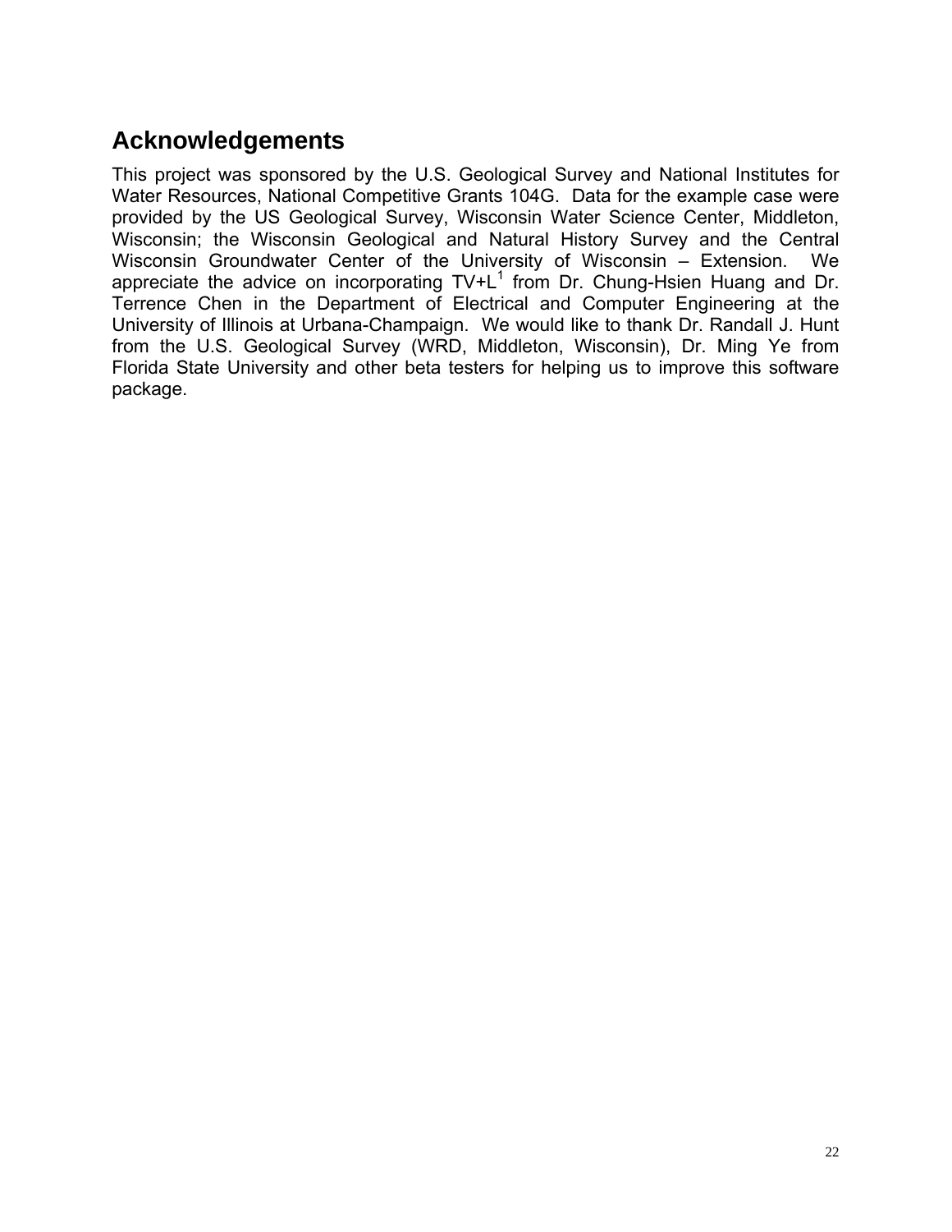## Acknowledgements

This project was sponsored by the U.S. Geological Survey and National Institutes for Water Resources, National Competitive Grants 104G. Data for the example case were provided by the US Geological Survey, Wisconsin Water Science Center, Middleton, Wisconsin; the Wisconsin Geological and Natural History Survey and the Central Wisconsin Groundwater Center of the University of Wisconsin – Extension. We appreciate the advice on incorporating TV+L[1] from Dr. Chung-Hsien Huang and Dr. Terrence Chen in the Department of Electrical and Computer Engineering at the University of Illinois at Urbana-Champaign. We would like to thank Dr. Randall J. Hunt from the U.S. Geological Survey (WRD, Middleton, Wisconsin), Dr. Ming Ye from Florida State University and other beta testers for helping us to improve this software package.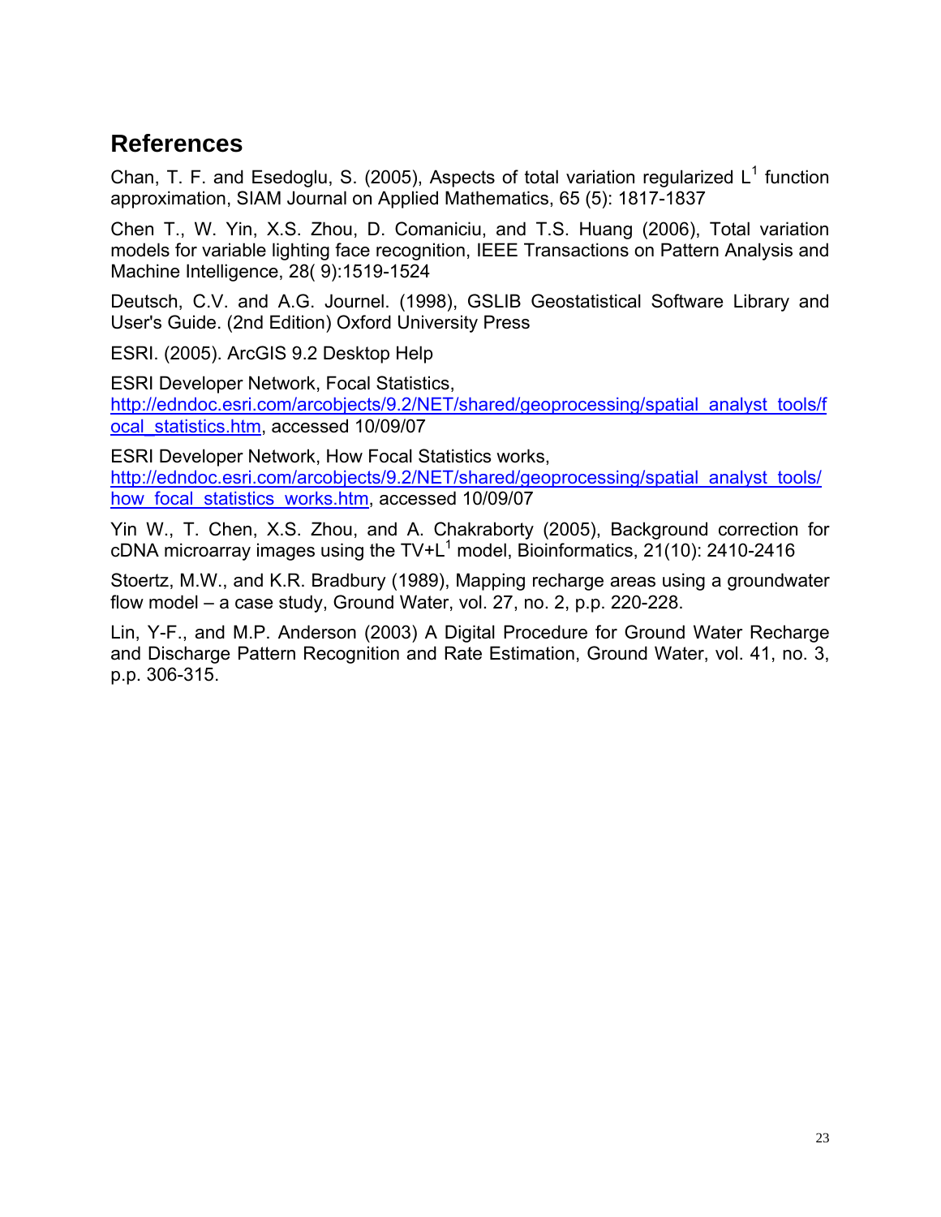## References

Chan, T. F. and Esedoglu, S. (2005), Aspects of total variation regularized $L^1$ function approximation, SIAM Journal on Applied Mathematics, 65 (5): 1817-1837

Chen T., W. Yin, X.S. Zhou, D. Comaniciu, and T.S. Huang (2006), Total variation models for variable lighting face recognition, IEEE Transactions on Pattern Analysis and Machine Intelligence, 28( 9):1519-1524

Deutsch, C.V. and A.G. Journel. (1998), GSLIB Geostatistical Software Library and User's Guide. (2nd Edition) Oxford University Press

ESRI. (2005). ArcGIS 9.2 Desktop Help

ESRI Developer Network, Focal Statistics, http://edndoc.esri.com/arcobjects/9.2/NET/shared/geoprocessing/spatial_analyst_tools/focal_statistics.htm, accessed 10/09/07

ESRI Developer Network, How Focal Statistics works, http://edndoc.esri.com/arcobjects/9.2/NET/shared/geoprocessing/spatial_analyst_tools/how_focal_statistics_works.htm, accessed 10/09/07

Yin W., T. Chen, X.S. Zhou, and A. Chakraborty (2005), Background correction for cDNA microarray images using the $TV+L^1$ model, Bioinformatics, 21(10): 2410-2416

Stoertz, M.W., and K.R. Bradbury (1989), Mapping recharge areas using a groundwater flow model – a case study, Ground Water, vol. 27, no. 2, p.p. 220-228.

Lin, Y-F., and M.P. Anderson (2003) A Digital Procedure for Ground Water Recharge and Discharge Pattern Recognition and Rate Estimation, Ground Water, vol. 41, no. 3, p.p. 306-315.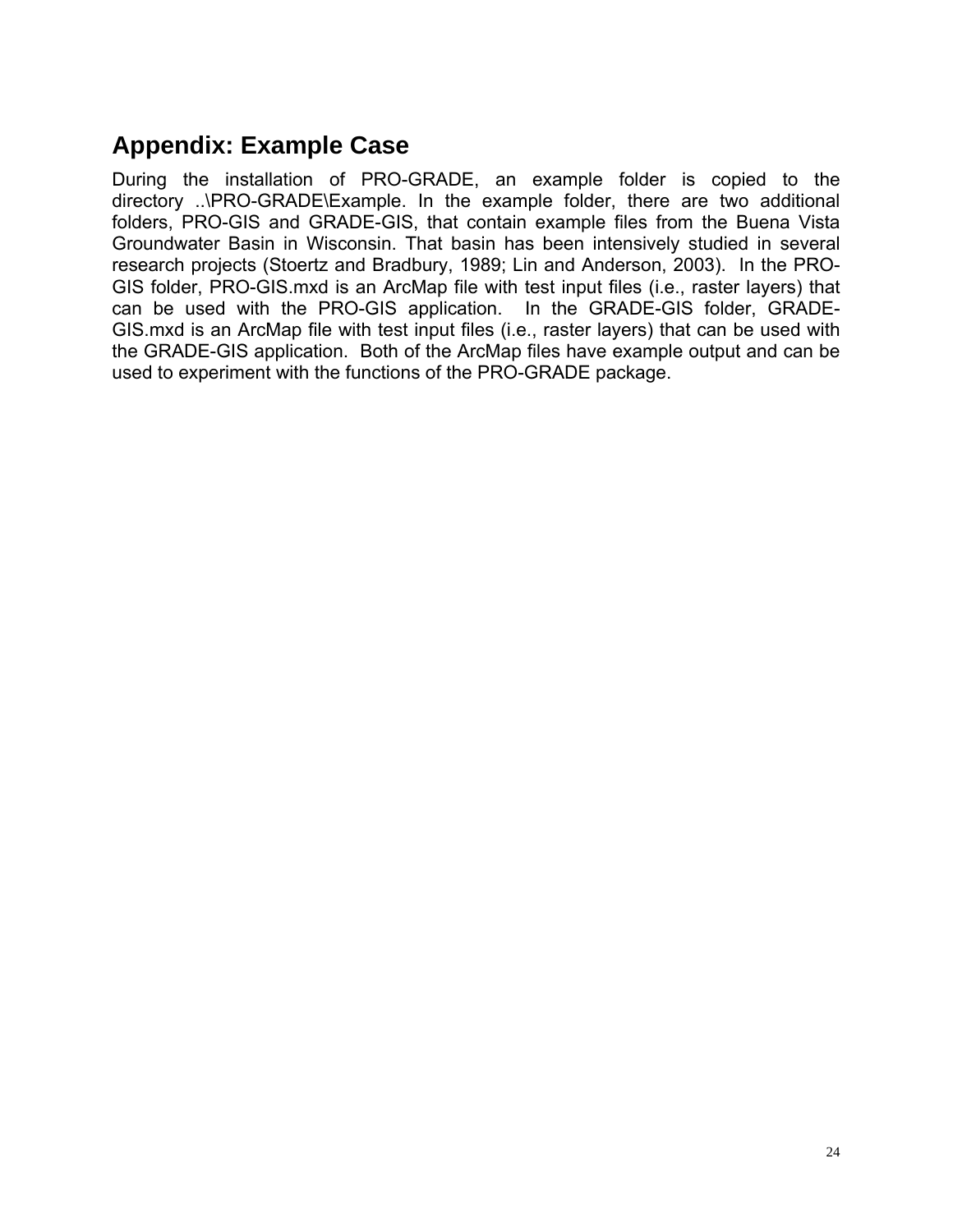## Appendix: Example Case

During the installation of PRO-GRADE, an example folder is copied to the directory ..\PRO-GRADE\Example. In the example folder, there are two additional folders, PRO-GIS and GRADE-GIS, that contain example files from the Buena Vista Groundwater Basin in Wisconsin. That basin has been intensively studied in several research projects (Stoertz and Bradbury, 1989; Lin and Anderson, 2003). In the PRO-GIS folder, PRO-GIS.mxd is an ArcMap file with test input files (i.e., raster layers) that can be used with the PRO-GIS application. In the GRADE-GIS folder, GRADE-GIS.mxd is an ArcMap file with test input files (i.e., raster layers) that can be used with the GRADE-GIS application. Both of the ArcMap files have example output and can be used to experiment with the functions of the PRO-GRADE package.